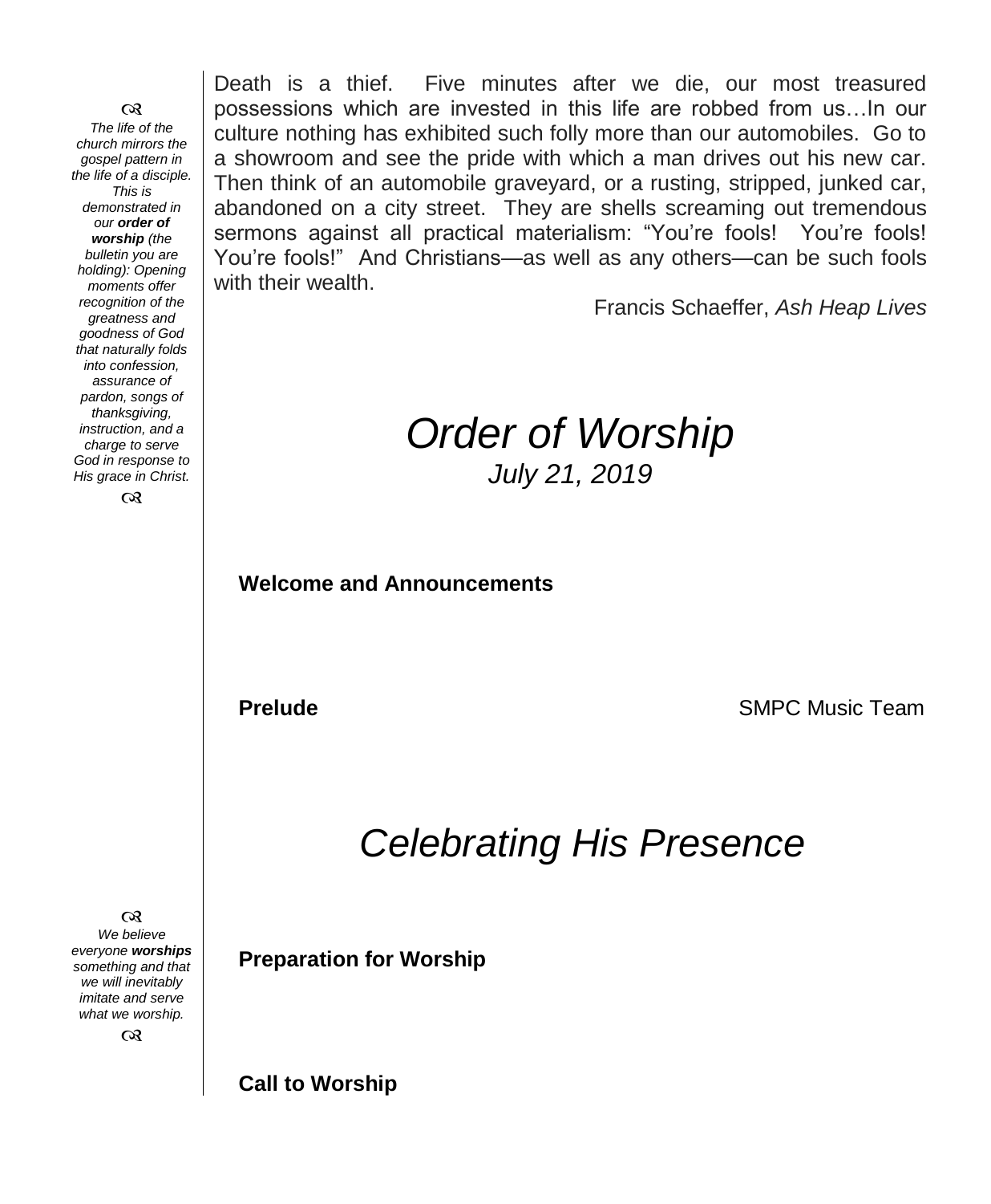Death is a thief. Five minutes after we die, our most treasured possessions which are invested in this life are robbed from us…In our culture nothing has exhibited such folly more than our automobiles. Go to a showroom and see the pride with which a man drives out his new car. Then think of an automobile graveyard, or a rusting, stripped, junked car, abandoned on a city street. They are shells screaming out tremendous sermons against all practical materialism: "You're fools! You're fools! You're fools!" And Christians—as well as any others—can be such fools with their wealth.

Francis Schaeffer, *Ash Heap Lives*

*The life of the church mirrors the gospel pattern in the life of a disciple. This is demonstrated in our **order of worship** (the bulletin you are holding): Opening moments offer recognition of the greatness and goodness of God that naturally folds into confession, assurance of pardon, songs of thanksgiving, instruction, and a charge to serve God in response to His grace in Christ.*

# *Order of Worship*

*July 21, 2019*

**Welcome and Announcements**

**Prelude** SMPC Music Team

## *Celebrating His Presence*

*We believe everyone **worships** something and that we will inevitably imitate and serve what we worship.*

**Preparation for Worship**

**Call to Worship**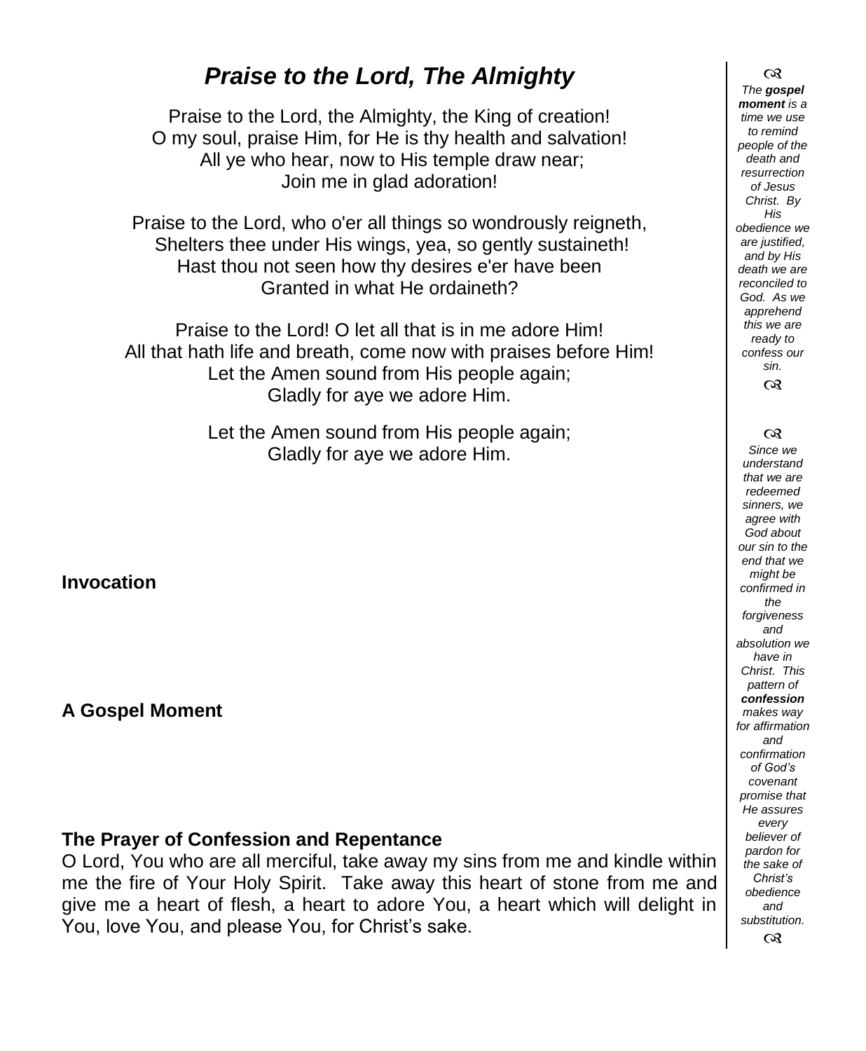## *Praise to the Lord, The Almighty*

Praise to the Lord, the Almighty, the King of creation!
O my soul, praise Him, for He is thy health and salvation!
All ye who hear, now to His temple draw near;
Join me in glad adoration!

Praise to the Lord, who o'er all things so wondrously reigneth,
Shelters thee under His wings, yea, so gently sustaineth!
Hast thou not seen how thy desires e'er have been
Granted in what He ordaineth?

Praise to the Lord! O let all that is in me adore Him!
All that hath life and breath, come now with praises before Him!
Let the Amen sound from His people again;
Gladly for aye we adore Him.

Let the Amen sound from His people again;
Gladly for aye we adore Him.

**Invocation**

**A Gospel Moment**

**The Prayer of Confession and Repentance**

O Lord, You who are all merciful, take away my sins from me and kindle within me the fire of Your Holy Spirit. Take away this heart of stone from me and give me a heart of flesh, a heart to adore You, a heart which will delight in You, love You, and please You, for Christ's sake.

*The **gospel moment** is a time we use to remind people of the death and resurrection of Jesus Christ. By His obedience we are justified, and by His death we are reconciled to God. As we apprehend this we are ready to confess our sin.*

*Since we understand that we are redeemed sinners, we agree with God about our sin to the end that we might be confirmed in the forgiveness and absolution we have in Christ. This pattern of **confession** makes way for affirmation and confirmation of God's covenant promise that He assures every believer of pardon for the sake of Christ's obedience and substitution.*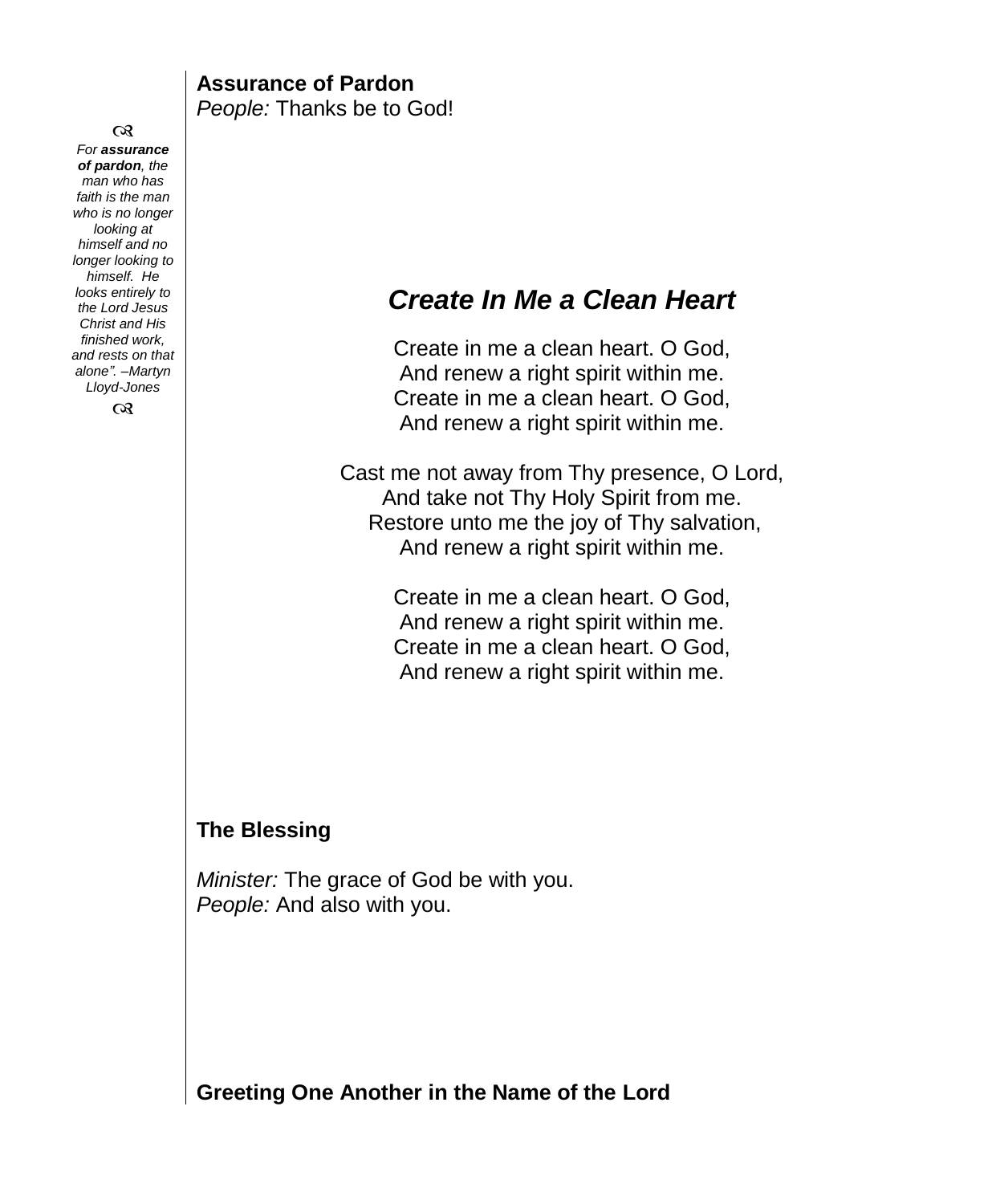**Assurance of Pardon**
*People:* Thanks be to God!

*For **assurance of pardon**, the man who has faith is the man who is no longer looking at himself and no longer looking to himself. He looks entirely to the Lord Jesus Christ and His finished work, and rests on that alone". –Martyn Lloyd-Jones*

## *Create In Me a Clean Heart*

Create in me a clean heart. O God,
And renew a right spirit within me.
Create in me a clean heart. O God,
And renew a right spirit within me.

Cast me not away from Thy presence, O Lord,
And take not Thy Holy Spirit from me.
Restore unto me the joy of Thy salvation,
And renew a right spirit within me.

Create in me a clean heart. O God,
And renew a right spirit within me.
Create in me a clean heart. O God,
And renew a right spirit within me.

**The Blessing**

*Minister:* The grace of God be with you.
*People:* And also with you.

**Greeting One Another in the Name of the Lord**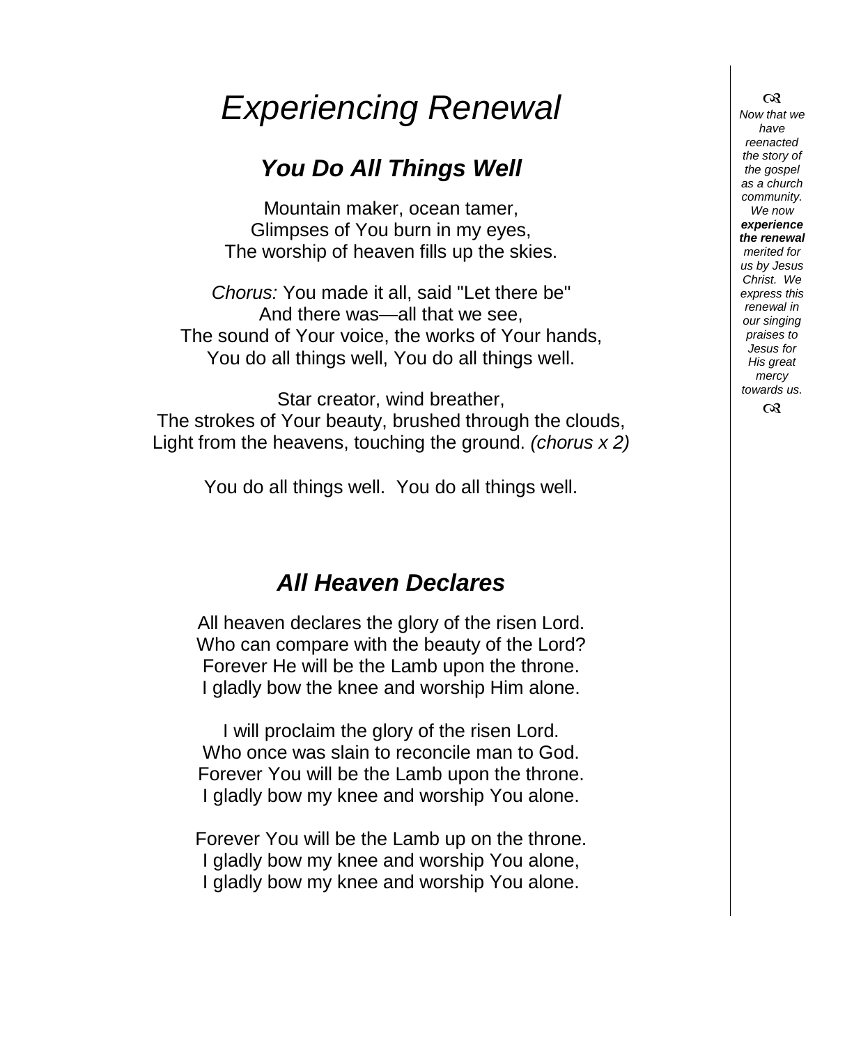# *Experiencing Renewal*

## ***You Do All Things Well***

Mountain maker, ocean tamer,
Glimpses of You burn in my eyes,
The worship of heaven fills up the skies.

*Chorus:* You made it all, said "Let there be"
And there was—all that we see,
The sound of Your voice, the works of Your hands,
You do all things well, You do all things well.

Star creator, wind breather,
The strokes of Your beauty, brushed through the clouds,
Light from the heavens, touching the ground. *(chorus x 2)*

You do all things well. You do all things well.

## ***All Heaven Declares***

All heaven declares the glory of the risen Lord.
Who can compare with the beauty of the Lord?
Forever He will be the Lamb upon the throne.
I gladly bow the knee and worship Him alone.

I will proclaim the glory of the risen Lord.
Who once was slain to reconcile man to God.
Forever You will be the Lamb upon the throne.
I gladly bow my knee and worship You alone.

Forever You will be the Lamb up on the throne.
I gladly bow my knee and worship You alone,
I gladly bow my knee and worship You alone.

*Now that we have reenacted the story of the gospel as a church community. We now* ***experience the renewal*** *merited for us by Jesus Christ. We express this renewal in our singing praises to Jesus for His great mercy towards us.*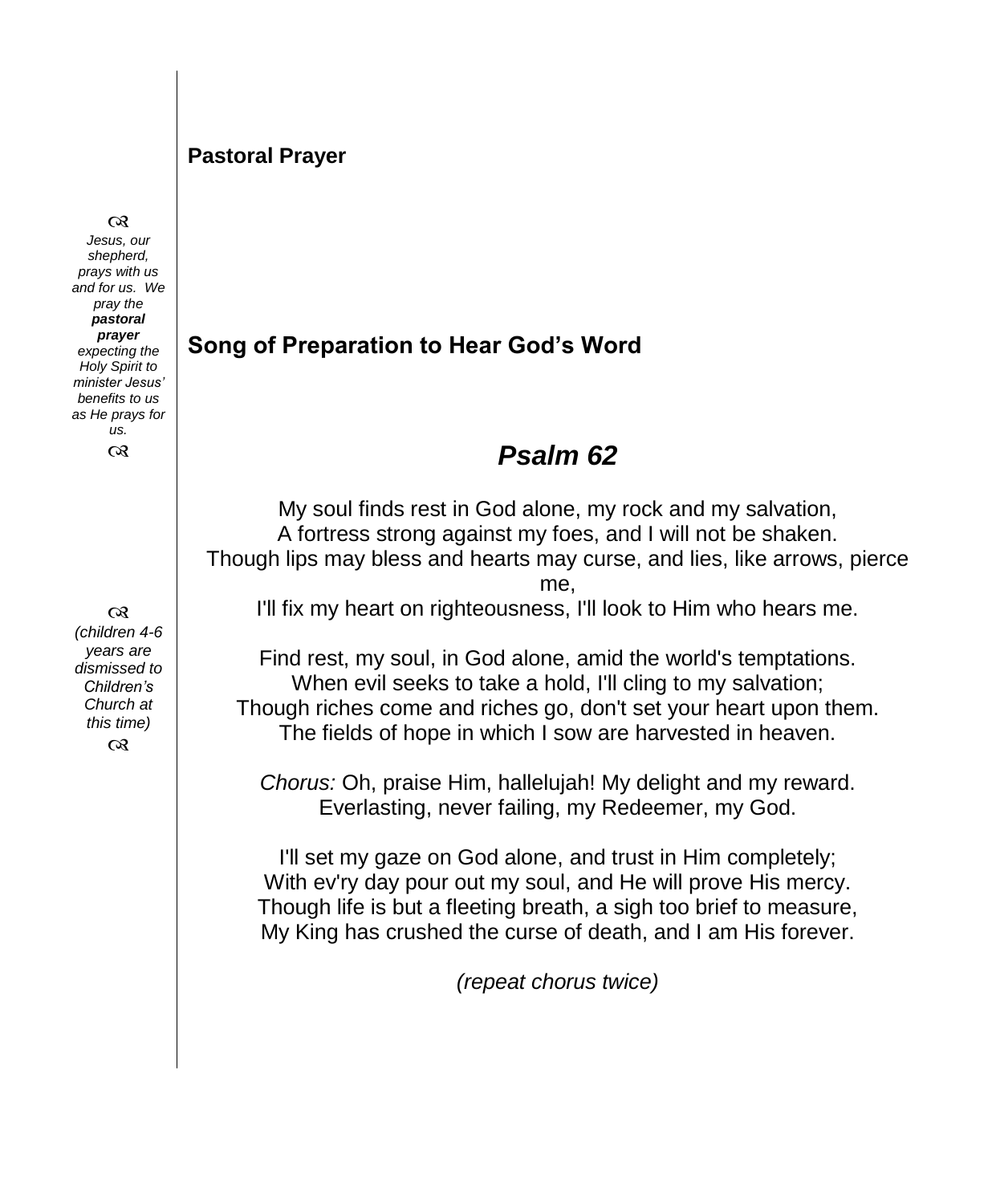## Pastoral Prayer

☙
*Jesus, our shepherd, prays with us and for us. We pray the* ***pastoral prayer*** *expecting the Holy Spirit to minister Jesus' benefits to us as He prays for us.*
☙

## Song of Preparation to Hear God's Word

# *Psalm 62*

My soul finds rest in God alone, my rock and my salvation,
A fortress strong against my foes, and I will not be shaken.
Though lips may bless and hearts may curse, and lies, like arrows, pierce me,
I'll fix my heart on righteousness, I'll look to Him who hears me.

☙
*(children 4-6 years are dismissed to Children's Church at this time)*
☙

Find rest, my soul, in God alone, amid the world's temptations.
When evil seeks to take a hold, I'll cling to my salvation;
Though riches come and riches go, don't set your heart upon them.
The fields of hope in which I sow are harvested in heaven.

*Chorus:* Oh, praise Him, hallelujah! My delight and my reward.
Everlasting, never failing, my Redeemer, my God.

I'll set my gaze on God alone, and trust in Him completely;
With ev'ry day pour out my soul, and He will prove His mercy.
Though life is but a fleeting breath, a sigh too brief to measure,
My King has crushed the curse of death, and I am His forever.

*(repeat chorus twice)*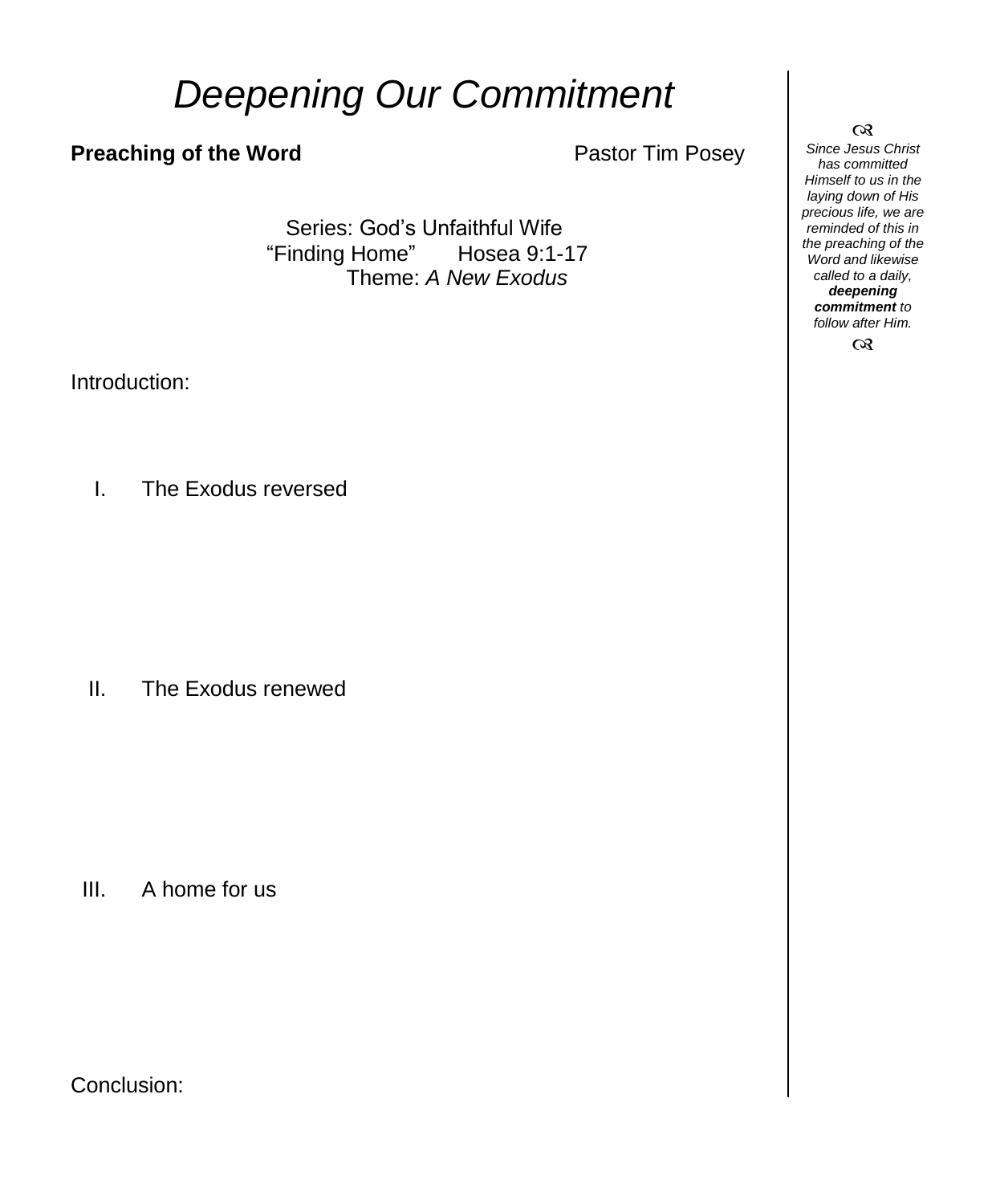# *Deepening Our Commitment*

**Preaching of the Word** Pastor Tim Posey

Series: God's Unfaithful Wife
"Finding Home" Hosea 9:1-17
Theme: *A New Exodus*

Introduction:

I. The Exodus reversed

II. The Exodus renewed

III. A home for us

Conclusion:

---

*Since Jesus Christ has committed Himself to us in the laying down of His precious life, we are reminded of this in the preaching of the Word and likewise called to a daily,* ***deepening commitment*** *to follow after Him.*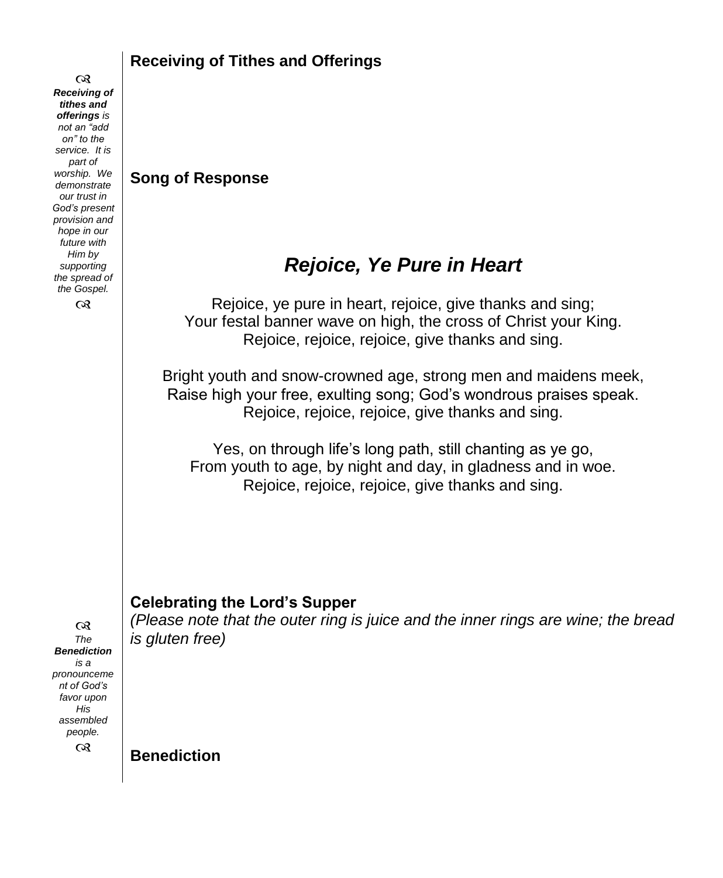## Receiving of Tithes and Offerings

ꝏ

***Receiving of tithes and offerings** is not an "add on" to the service. It is part of worship. We demonstrate our trust in God's present provision and hope in our future with Him by supporting the spread of the Gospel.*

ꝏ

## Song of Response

# *Rejoice, Ye Pure in Heart*

Rejoice, ye pure in heart, rejoice, give thanks and sing;
Your festal banner wave on high, the cross of Christ your King.
Rejoice, rejoice, rejoice, give thanks and sing.

Bright youth and snow-crowned age, strong men and maidens meek,
Raise high your free, exulting song; God's wondrous praises speak.
Rejoice, rejoice, rejoice, give thanks and sing.

Yes, on through life's long path, still chanting as ye go,
From youth to age, by night and day, in gladness and in woe.
Rejoice, rejoice, rejoice, give thanks and sing.

## Celebrating the Lord's Supper

*(Please note that the outer ring is juice and the inner rings are wine; the bread is gluten free)*

ꝏ

*The **Benediction** is a pronouncement of God's favor upon His assembled people.*

ꝏ

## Benediction